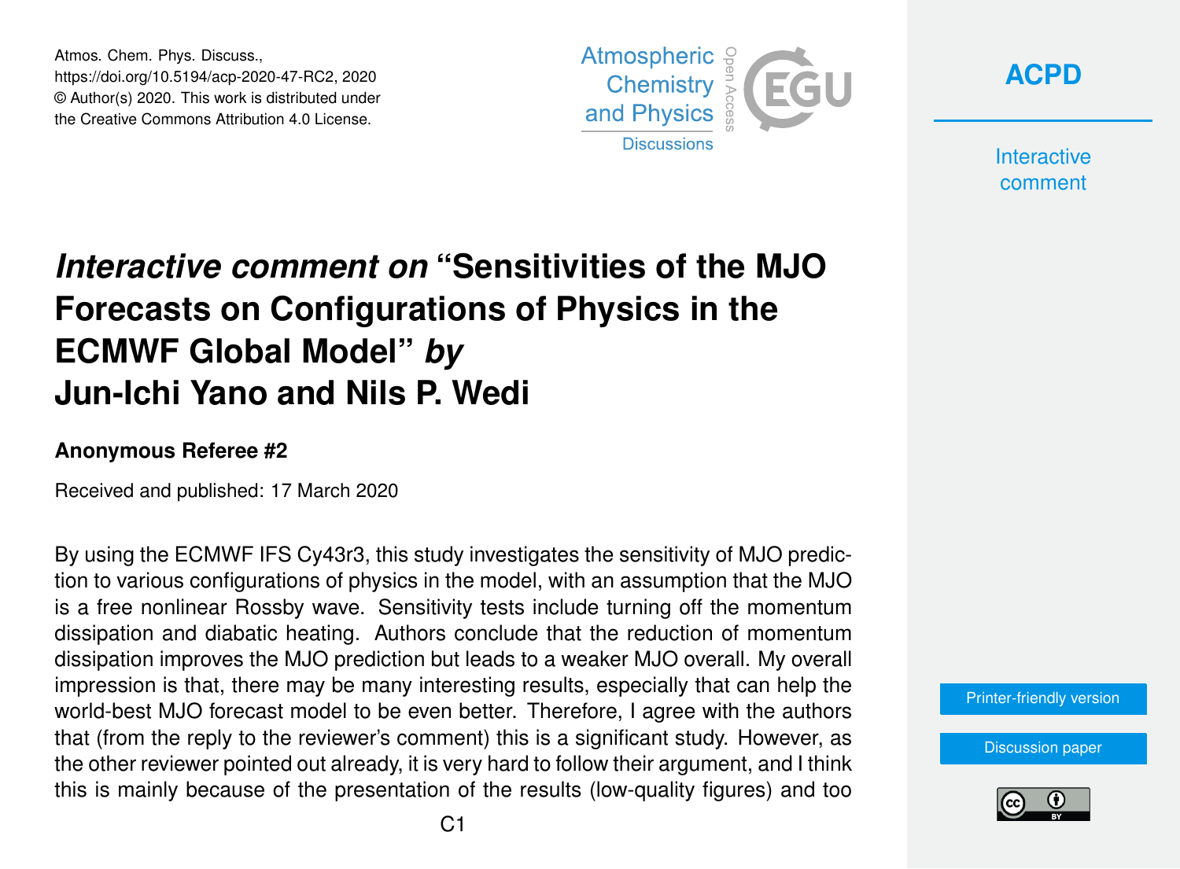# *Interactive comment on* "Sensitivities of the MJO Forecasts on Configurations of Physics in the ECMWF Global Model" *by* Jun-Ichi Yano and Nils P. Wedi

**Anonymous Referee #2**

Received and published: 17 March 2020

By using the ECMWF IFS Cy43r3, this study investigates the sensitivity of MJO prediction to various configurations of physics in the model, with an assumption that the MJO is a free nonlinear Rossby wave. Sensitivity tests include turning off the momentum dissipation and diabatic heating. Authors conclude that the reduction of momentum dissipation improves the MJO prediction but leads to a weaker MJO overall. My overall impression is that, there may be many interesting results, especially that can help the world-best MJO forecast model to be even better. Therefore, I agree with the authors that (from the reply to the reviewer's comment) this is a significant study. However, as the other reviewer pointed out already, it is very hard to follow their argument, and I think this is mainly because of the presentation of the results (low-quality figures) and too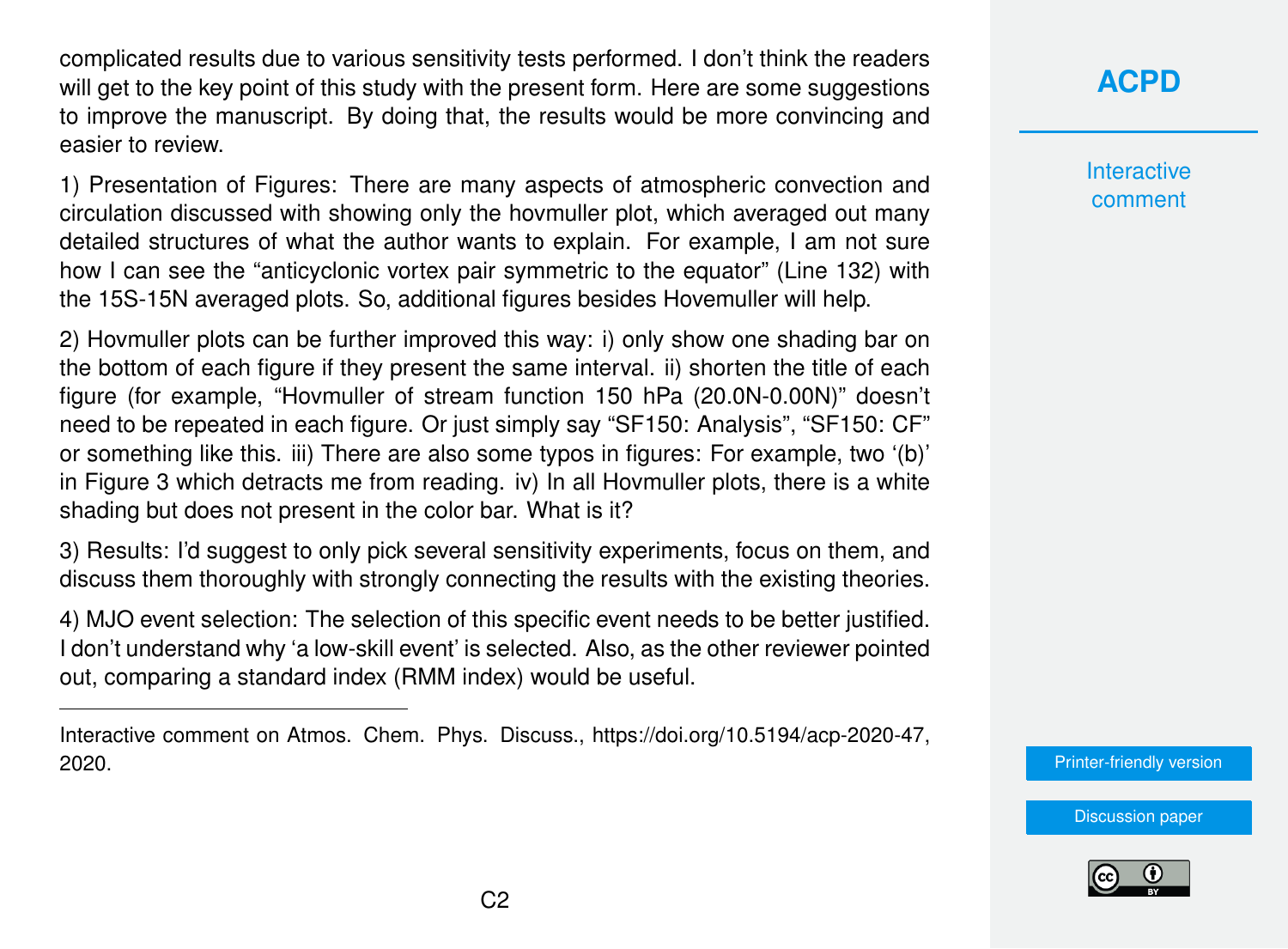complicated results due to various sensitivity tests performed. I don't think the readers will get to the key point of this study with the present form. Here are some suggestions to improve the manuscript. By doing that, the results would be more convincing and easier to review.

1) Presentation of Figures: There are many aspects of atmospheric convection and circulation discussed with showing only the hovmuller plot, which averaged out many detailed structures of what the author wants to explain. For example, I am not sure how I can see the "anticyclonic vortex pair symmetric to the equator" (Line 132) with the 15S-15N averaged plots. So, additional figures besides Hovemuller will help.

2) Hovmuller plots can be further improved this way: i) only show one shading bar on the bottom of each figure if they present the same interval. ii) shorten the title of each figure (for example, "Hovmuller of stream function 150 hPa (20.0N-0.00N)" doesn't need to be repeated in each figure. Or just simply say "SF150: Analysis", "SF150: CF" or something like this. iii) There are also some typos in figures: For example, two '(b)' in Figure 3 which detracts me from reading. iv) In all Hovmuller plots, there is a white shading but does not present in the color bar. What is it?

3) Results: I'd suggest to only pick several sensitivity experiments, focus on them, and discuss them thoroughly with strongly connecting the results with the existing theories.

4) MJO event selection: The selection of this specific event needs to be better justified. I don't understand why 'a low-skill event' is selected. Also, as the other reviewer pointed out, comparing a standard index (RMM index) would be useful.

---

Interactive comment on Atmos. Chem. Phys. Discuss., https://doi.org/10.5194/acp-2020-47, 2020.